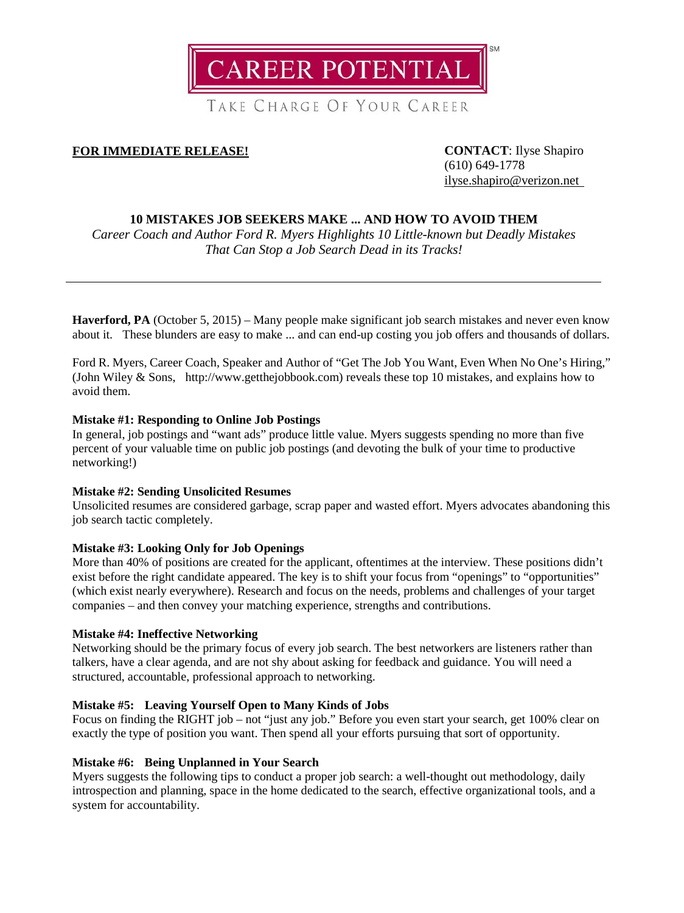CAREER POTENTIAL[SM]

TAKE CHARGE OF YOUR CAREER

**FOR IMMEDIATE RELEASE!**

**CONTACT**: Ilyse Shapiro
(610) 649-1778
ilyse.shapiro@verizon.net

## 10 MISTAKES JOB SEEKERS MAKE ... AND HOW TO AVOID THEM

*Career Coach and Author Ford R. Myers Highlights 10 Little-known but Deadly Mistakes That Can Stop a Job Search Dead in its Tracks!*

---

**Haverford, PA** (October 5, 2015) – Many people make significant job search mistakes and never even know about it. These blunders are easy to make ... and can end-up costing you job offers and thousands of dollars.

Ford R. Myers, Career Coach, Speaker and Author of "Get The Job You Want, Even When No One's Hiring," (John Wiley & Sons, http://www.getthejobbook.com) reveals these top 10 mistakes, and explains how to avoid them.

**Mistake #1: Responding to Online Job Postings**

In general, job postings and "want ads" produce little value. Myers suggests spending no more than five percent of your valuable time on public job postings (and devoting the bulk of your time to productive networking!)

**Mistake #2: Sending Unsolicited Resumes**

Unsolicited resumes are considered garbage, scrap paper and wasted effort. Myers advocates abandoning this job search tactic completely.

**Mistake #3: Looking Only for Job Openings**

More than 40% of positions are created for the applicant, oftentimes at the interview. These positions didn't exist before the right candidate appeared. The key is to shift your focus from "openings" to "opportunities" (which exist nearly everywhere). Research and focus on the needs, problems and challenges of your target companies – and then convey your matching experience, strengths and contributions.

**Mistake #4: Ineffective Networking**

Networking should be the primary focus of every job search. The best networkers are listeners rather than talkers, have a clear agenda, and are not shy about asking for feedback and guidance. You will need a structured, accountable, professional approach to networking.

**Mistake #5: Leaving Yourself Open to Many Kinds of Jobs**

Focus on finding the RIGHT job – not "just any job." Before you even start your search, get 100% clear on exactly the type of position you want. Then spend all your efforts pursuing that sort of opportunity.

**Mistake #6: Being Unplanned in Your Search**

Myers suggests the following tips to conduct a proper job search: a well-thought out methodology, daily introspection and planning, space in the home dedicated to the search, effective organizational tools, and a system for accountability.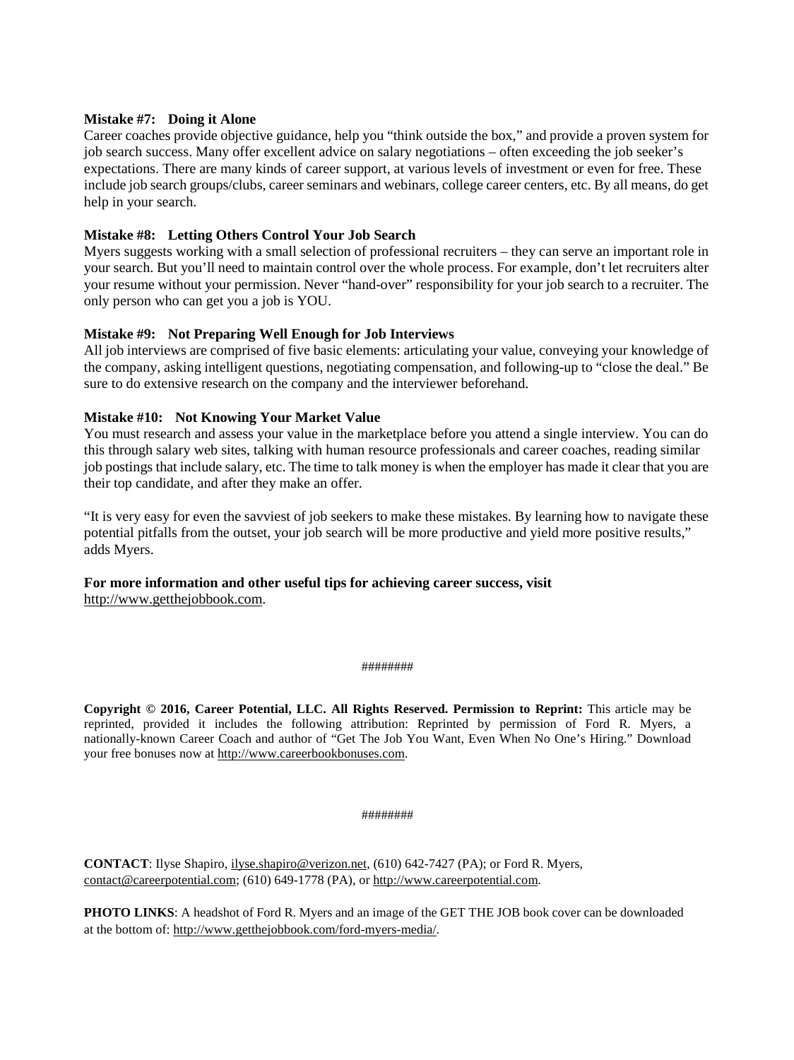**Mistake #7: Doing it Alone**

Career coaches provide objective guidance, help you "think outside the box," and provide a proven system for job search success. Many offer excellent advice on salary negotiations – often exceeding the job seeker's expectations. There are many kinds of career support, at various levels of investment or even for free. These include job search groups/clubs, career seminars and webinars, college career centers, etc. By all means, do get help in your search.

**Mistake #8: Letting Others Control Your Job Search**

Myers suggests working with a small selection of professional recruiters – they can serve an important role in your search. But you'll need to maintain control over the whole process. For example, don't let recruiters alter your resume without your permission. Never "hand-over" responsibility for your job search to a recruiter. The only person who can get you a job is YOU.

**Mistake #9: Not Preparing Well Enough for Job Interviews**

All job interviews are comprised of five basic elements: articulating your value, conveying your knowledge of the company, asking intelligent questions, negotiating compensation, and following-up to "close the deal." Be sure to do extensive research on the company and the interviewer beforehand.

**Mistake #10: Not Knowing Your Market Value**

You must research and assess your value in the marketplace before you attend a single interview. You can do this through salary web sites, talking with human resource professionals and career coaches, reading similar job postings that include salary, etc. The time to talk money is when the employer has made it clear that you are their top candidate, and after they make an offer.

"It is very easy for even the savviest of job seekers to make these mistakes. By learning how to navigate these potential pitfalls from the outset, your job search will be more productive and yield more positive results," adds Myers.

**For more information and other useful tips for achieving career success, visit** http://www.getthejobbook.com.

########

**Copyright © 2016, Career Potential, LLC. All Rights Reserved. Permission to Reprint:** This article may be reprinted, provided it includes the following attribution: Reprinted by permission of Ford R. Myers, a nationally-known Career Coach and author of "Get The Job You Want, Even When No One's Hiring." Download your free bonuses now at http://www.careerbookbonuses.com.

########

**CONTACT**: Ilyse Shapiro, ilyse.shapiro@verizon.net, (610) 642-7427 (PA); or Ford R. Myers, contact@careerpotential.com; (610) 649-1778 (PA), or http://www.careerpotential.com.

**PHOTO LINKS**: A headshot of Ford R. Myers and an image of the GET THE JOB book cover can be downloaded at the bottom of: http://www.getthejobbook.com/ford-myers-media/.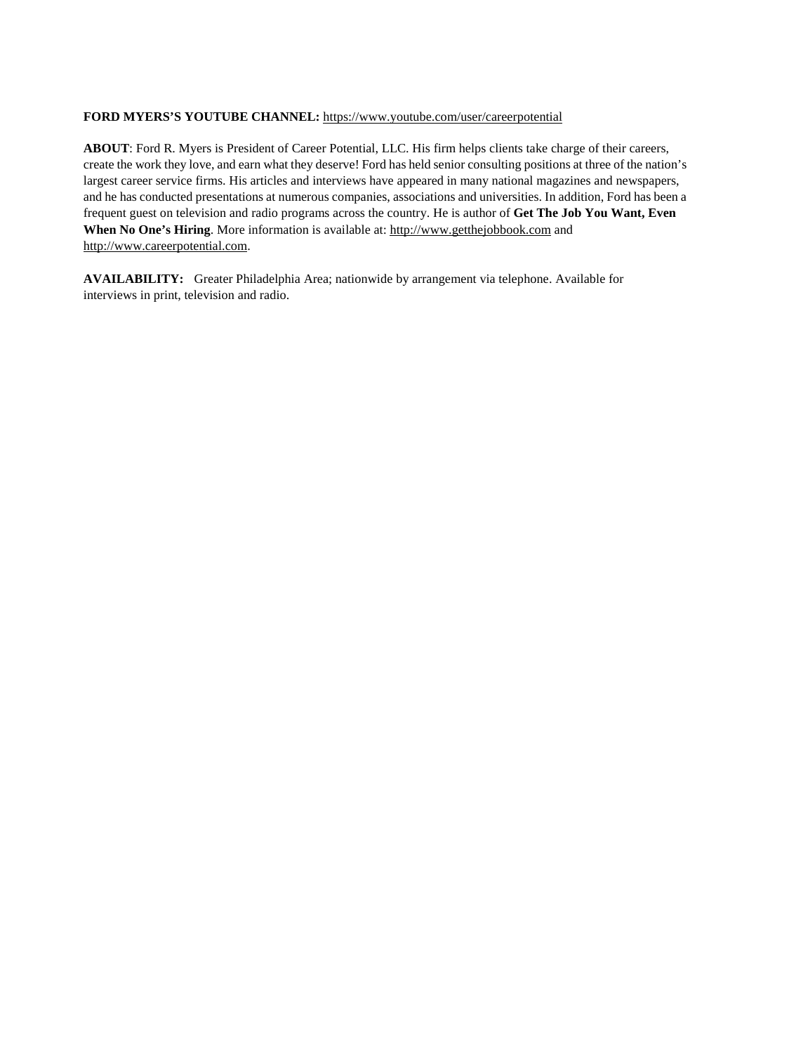**FORD MYERS'S YOUTUBE CHANNEL:** https://www.youtube.com/user/careerpotential

**ABOUT**: Ford R. Myers is President of Career Potential, LLC. His firm helps clients take charge of their careers, create the work they love, and earn what they deserve! Ford has held senior consulting positions at three of the nation's largest career service firms. His articles and interviews have appeared in many national magazines and newspapers, and he has conducted presentations at numerous companies, associations and universities. In addition, Ford has been a frequent guest on television and radio programs across the country. He is author of **Get The Job You Want, Even When No One's Hiring**. More information is available at: http://www.getthejobbook.com and http://www.careerpotential.com.

**AVAILABILITY:** Greater Philadelphia Area; nationwide by arrangement via telephone. Available for interviews in print, television and radio.